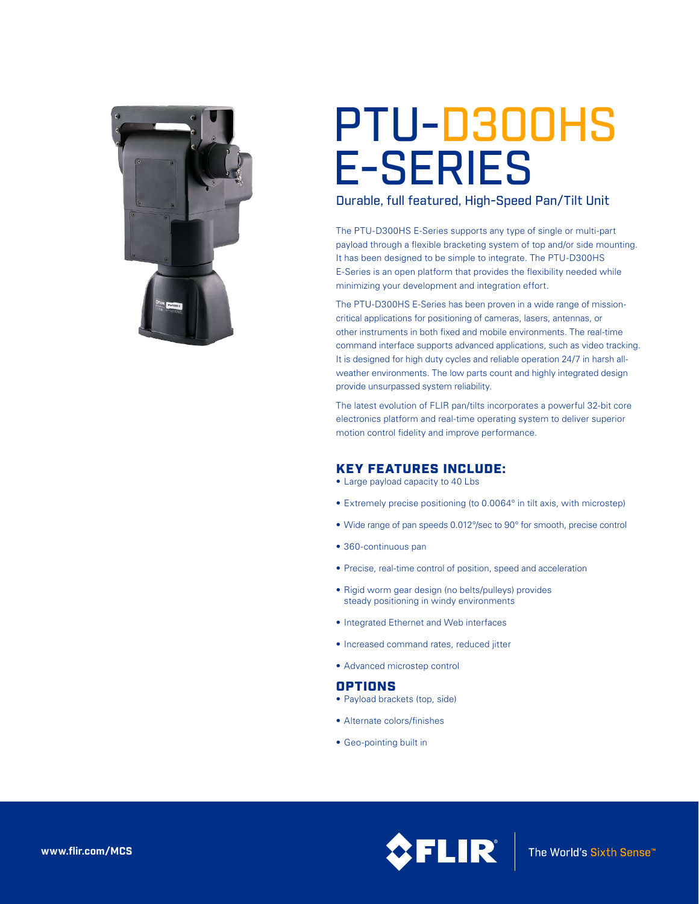# PTU-D300HS E-SERIES

## Durable, full featured, High-Speed Pan/Tilt Unit

The PTU-D300HS E-Series supports any type of single or multi-part payload through a flexible bracketing system of top and/or side mounting. It has been designed to be simple to integrate. The PTU-D300HS E-Series is an open platform that provides the flexibility needed while minimizing your development and integration effort.

The PTU-D300HS E-Series has been proven in a wide range of mission-critical applications for positioning of cameras, lasers, antennas, or other instruments in both fixed and mobile environments. The real-time command interface supports advanced applications, such as video tracking. It is designed for high duty cycles and reliable operation 24/7 in harsh all-weather environments. The low parts count and highly integrated design provide unsurpassed system reliability.

The latest evolution of FLIR pan/tilts incorporates a powerful 32-bit core electronics platform and real-time operating system to deliver superior motion control fidelity and improve performance.

### KEY FEATURES INCLUDE:

- Large payload capacity to 40 Lbs
- Extremely precise positioning (to 0.0064° in tilt axis, with microstep)
- Wide range of pan speeds 0.012°/sec to 90° for smooth, precise control
- 360-continuous pan
- Precise, real-time control of position, speed and acceleration
- Rigid worm gear design (no belts/pulleys) provides steady positioning in windy environments
- Integrated Ethernet and Web interfaces
- Increased command rates, reduced jitter
- Advanced microstep control

### OPTIONS

- Payload brackets (top, side)
- Alternate colors/finishes
- Geo-pointing built in

www.flir.com/MCS

FLIR — The World's Sixth Sense™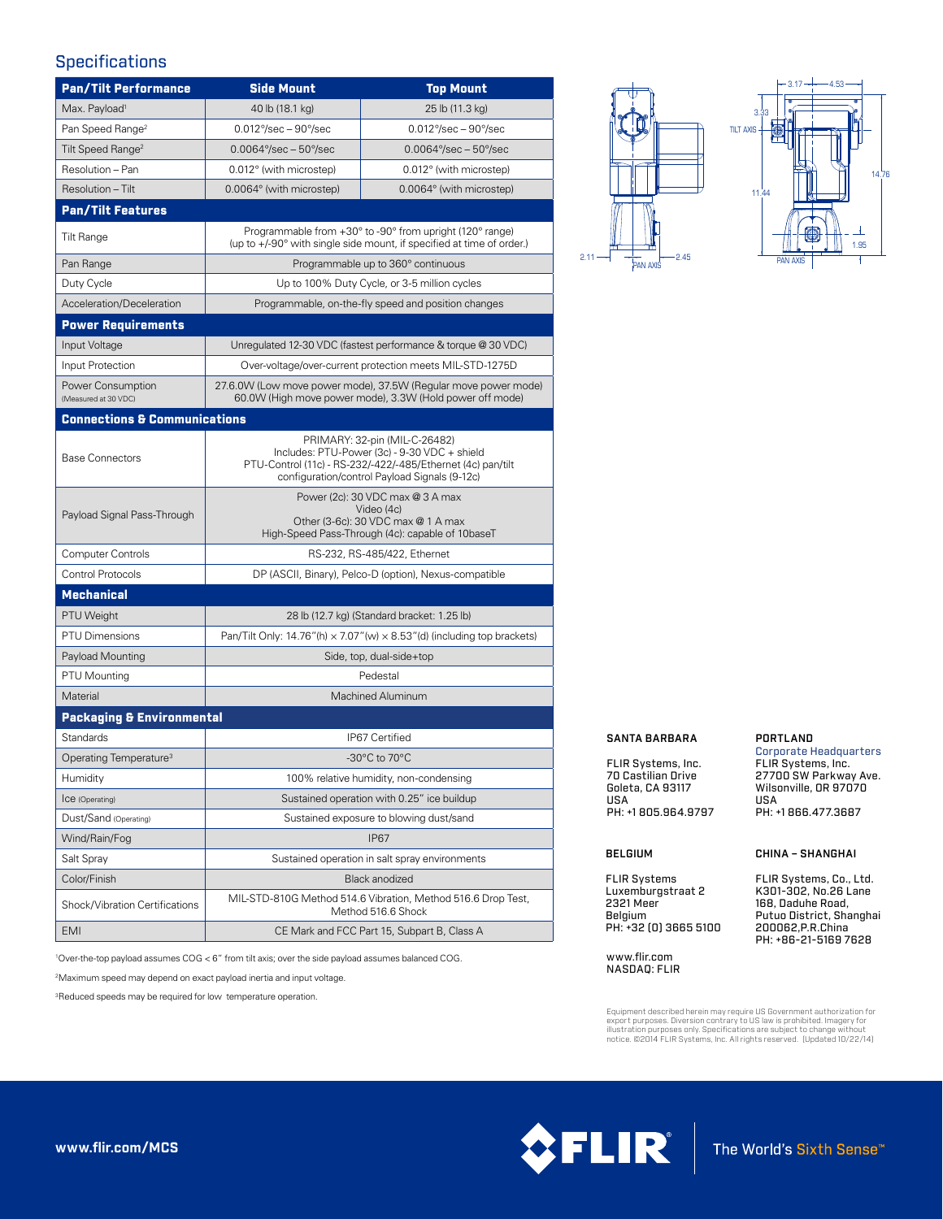## Specifications

| Pan/Tilt Performance | Side Mount | Top Mount |
|---|---|---|
| Max. Payload[1] | 40 lb (18.1 kg) | 25 lb (11.3 kg) |
| Pan Speed Range[2] | 0.012°/sec – 90°/sec | 0.012°/sec – 90°/sec |
| Tilt Speed Range[2] | 0.0064°/sec – 50°/sec | 0.0064°/sec – 50°/sec |
| Resolution – Pan | 0.012° (with microstep) | 0.012° (with microstep) |
| Resolution – Tilt | 0.0064° (with microstep) | 0.0064° (with microstep) |
| **Pan/Tilt Features** | | |
| Tilt Range | Programmable from +30° to -90° from upright (120° range) (up to +/-90° with single side mount, if specified at time of order.) | |
| Pan Range | Programmable up to 360° continuous | |
| Duty Cycle | Up to 100% Duty Cycle, or 3-5 million cycles | |
| Acceleration/Deceleration | Programmable, on-the-fly speed and position changes | |
| **Power Requirements** | | |
| Input Voltage | Unregulated 12-30 VDC (fastest performance & torque @ 30 VDC) | |
| Input Protection | Over-voltage/over-current protection meets MIL-STD-1275D | |
| Power Consumption (Measured at 30 VDC) | 27.6.0W (Low move power mode), 37.5W (Regular move power mode) 60.0W (High move power mode), 3.3W (Hold power off mode) | |
| **Connections & Communications** | | |
| Base Connectors | PRIMARY: 32-pin (MIL-C-26482) Includes: PTU-Power (3c) - 9-30 VDC + shield PTU-Control (11c) - RS-232/-422/-485/Ethernet (4c) pan/tilt configuration/control Payload Signals (9-12c) | |
| Payload Signal Pass-Through | Power (2c): 30 VDC max @ 3 A max Video (4c) Other (3-6c): 30 VDC max @ 1 A max High-Speed Pass-Through (4c): capable of 10baseT | |
| Computer Controls | RS-232, RS-485/422, Ethernet | |
| Control Protocols | DP (ASCII, Binary), Pelco-D (option), Nexus-compatible | |
| **Mechanical** | | |
| PTU Weight | 28 lb (12.7 kg) (Standard bracket: 1.25 lb) | |
| PTU Dimensions | Pan/Tilt Only: 14.76"(h) × 7.07"(w) × 8.53"(d) (including top brackets) | |
| Payload Mounting | Side, top, dual-side+top | |
| PTU Mounting | Pedestal | |
| Material | Machined Aluminum | |
| **Packaging & Environmental** | | |
| Standards | IP67 Certified | |
| Operating Temperature[3] | -30°C to 70°C | |
| Humidity | 100% relative humidity, non-condensing | |
| Ice (Operating) | Sustained operation with 0.25" ice buildup | |
| Dust/Sand (Operating) | Sustained exposure to blowing dust/sand | |
| Wind/Rain/Fog | IP67 | |
| Salt Spray | Sustained operation in salt spray environments | |
| Color/Finish | Black anodized | |
| Shock/Vibration Certifications | MIL-STD-810G Method 514.6 Vibration, Method 516.6 Drop Test, Method 516.6 Shock | |
| EMI | CE Mark and FCC Part 15, Subpart B, Class A | |

[1]Over-the-top payload assumes COG < 6" from tilt axis; over the side payload assumes balanced COG.

[2]Maximum speed may depend on exact payload inertia and input voltage.

[3]Reduced speeds may be required for low temperature operation.

3.17
4.53
3.33
TILT AXIS
14.76
11.44
1.95
2.11
2.45
PAN AXIS
PAN AXIS

**SANTA BARBARA**

FLIR Systems, Inc.
70 Castilian Drive
Goleta, CA 93117
USA
PH: +1 805.964.9797

**PORTLAND**
Corporate Headquarters
FLIR Systems, Inc.
27700 SW Parkway Ave.
Wilsonville, OR 97070
USA
PH: +1 866.477.3687

**BELGIUM**

FLIR Systems
Luxemburgstraat 2
2321 Meer
Belgium
PH: +32 (0) 3665 5100

**CHINA – SHANGHAI**

FLIR Systems, Co., Ltd.
K301-302, No.26 Lane
168, Daduhe Road,
Putuo District, Shanghai
200062,P.R.China
PH: +86-21-5169 7628

www.flir.com
NASDAQ: FLIR

Equipment described herein may require US Government authorization for export purposes. Diversion contrary to US law is prohibited. Imagery for illustration purposes only. Specifications are subject to change without notice. ©2014 FLIR Systems, Inc. All rights reserved. (Updated 10/22/14)

www.flir.com/MCS

FLIR® The World's Sixth Sense™